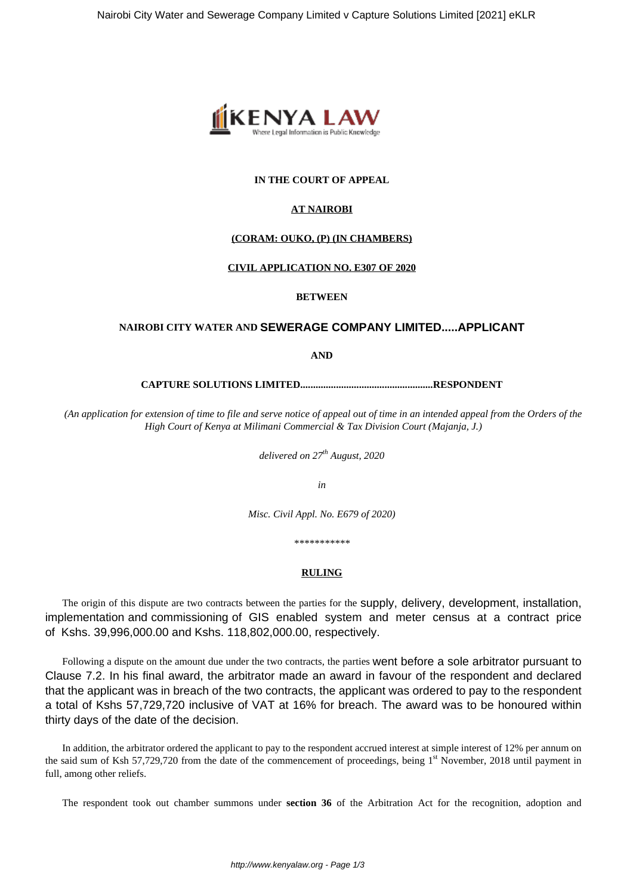**IN THE COURT OF APPEAL**

**AT NAIROBI**

**(CORAM: OUKO, (P) (IN CHAMBERS)**

**CIVIL APPLICATION NO. E307 OF 2020**

**BETWEEN**

**NAIROBI CITY WATER AND SEWERAGE COMPANY LIMITED.....APPLICANT**

**AND**

**CAPTURE SOLUTIONS LIMITED....................................................RESPONDENT**

*(An application for extension of time to file and serve notice of appeal out of time in an intended appeal from the Orders of the High Court of Kenya at Milimani Commercial & Tax Division Court (Majanja, J.)*

*delivered on 27th August, 2020*

*in*

*Misc. Civil Appl. No. E679 of 2020)*

\*\*\*\*\*\*\*\*\*\*\*

**RULING**

The origin of this dispute are two contracts between the parties for the supply, delivery, development, installation, implementation and commissioning of GIS enabled system and meter census at a contract price of Kshs. 39,996,000.00 and Kshs. 118,802,000.00, respectively.

Following a dispute on the amount due under the two contracts, the parties went before a sole arbitrator pursuant to Clause 7.2. In his final award, the arbitrator made an award in favour of the respondent and declared that the applicant was in breach of the two contracts, the applicant was ordered to pay to the respondent a total of Kshs 57,729,720 inclusive of VAT at 16% for breach. The award was to be honoured within thirty days of the date of the decision.

In addition, the arbitrator ordered the applicant to pay to the respondent accrued interest at simple interest of 12% per annum on the said sum of Ksh 57,729,720 from the date of the commencement of proceedings, being 1st November, 2018 until payment in full, among other reliefs.

The respondent took out chamber summons under **section 36** of the Arbitration Act for the recognition, adoption and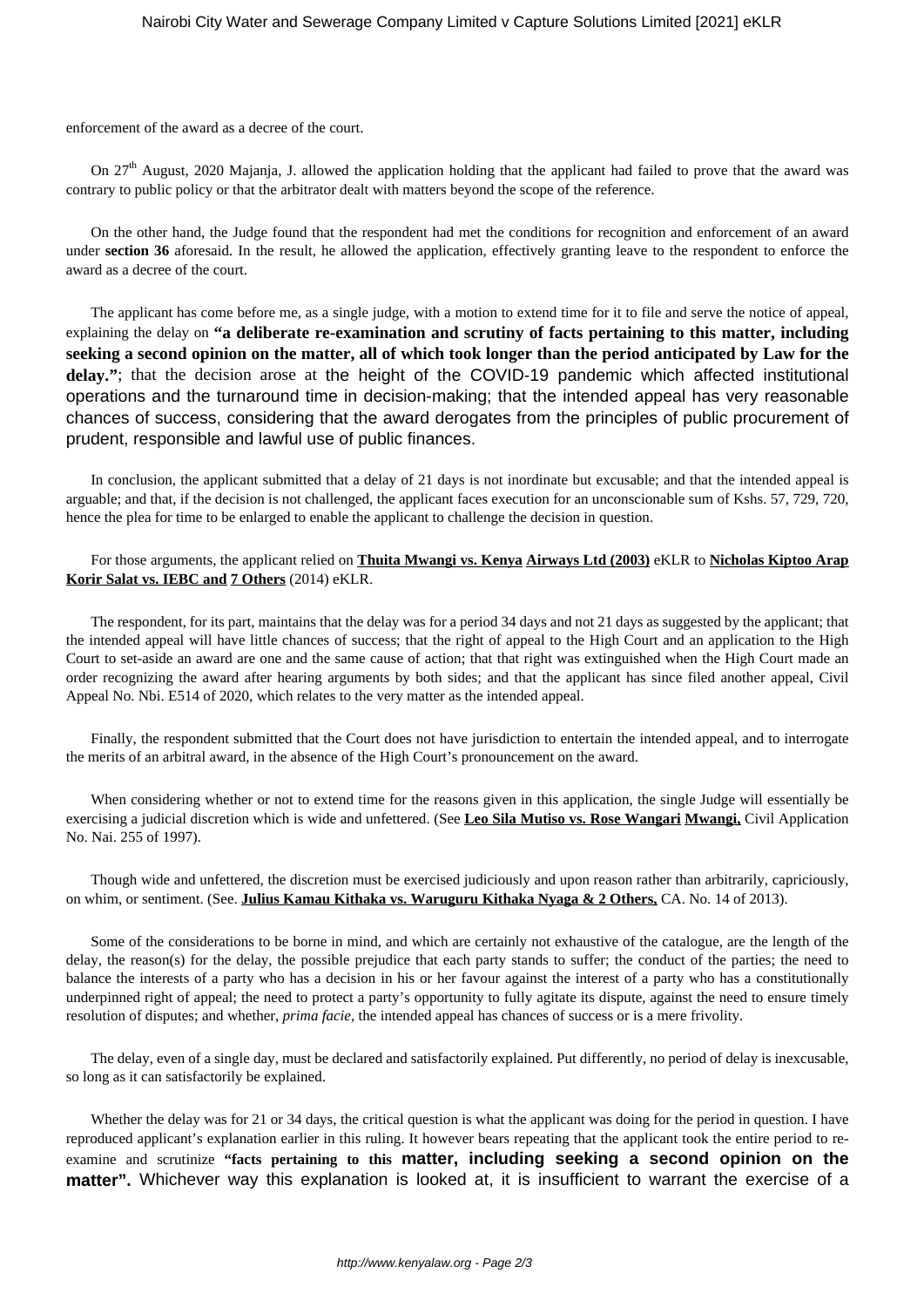enforcement of the award as a decree of the court.

On 27[th] August, 2020 Majanja, J. allowed the application holding that the applicant had failed to prove that the award was contrary to public policy or that the arbitrator dealt with matters beyond the scope of the reference.

On the other hand, the Judge found that the respondent had met the conditions for recognition and enforcement of an award under **section 36** aforesaid. In the result, he allowed the application, effectively granting leave to the respondent to enforce the award as a decree of the court.

The applicant has come before me, as a single judge, with a motion to extend time for it to file and serve the notice of appeal, explaining the delay on **"a deliberate re-examination and scrutiny of facts pertaining to this matter, including seeking a second opinion on the matter, all of which took longer than the period anticipated by Law for the delay."**; that the decision arose at the height of the COVID-19 pandemic which affected institutional operations and the turnaround time in decision-making; that the intended appeal has very reasonable chances of success, considering that the award derogates from the principles of public procurement of prudent, responsible and lawful use of public finances.

In conclusion, the applicant submitted that a delay of 21 days is not inordinate but excusable; and that the intended appeal is arguable; and that, if the decision is not challenged, the applicant faces execution for an unconscionable sum of Kshs. 57, 729, 720, hence the plea for time to be enlarged to enable the applicant to challenge the decision in question.

For those arguments, the applicant relied on **Thuita Mwangi vs. Kenya Airways Ltd (2003)** eKLR to **Nicholas Kiptoo Arap Korir Salat vs. IEBC and 7 Others** (2014) eKLR.

The respondent, for its part, maintains that the delay was for a period 34 days and not 21 days as suggested by the applicant; that the intended appeal will have little chances of success; that the right of appeal to the High Court and an application to the High Court to set-aside an award are one and the same cause of action; that that right was extinguished when the High Court made an order recognizing the award after hearing arguments by both sides; and that the applicant has since filed another appeal, Civil Appeal No. Nbi. E514 of 2020, which relates to the very matter as the intended appeal.

Finally, the respondent submitted that the Court does not have jurisdiction to entertain the intended appeal, and to interrogate the merits of an arbitral award, in the absence of the High Court's pronouncement on the award.

When considering whether or not to extend time for the reasons given in this application, the single Judge will essentially be exercising a judicial discretion which is wide and unfettered. (See **Leo Sila Mutiso vs. Rose Wangari Mwangi,** Civil Application No. Nai. 255 of 1997).

Though wide and unfettered, the discretion must be exercised judiciously and upon reason rather than arbitrarily, capriciously, on whim, or sentiment. (See. **Julius Kamau Kithaka vs. Waruguru Kithaka Nyaga & 2 Others,** CA. No. 14 of 2013).

Some of the considerations to be borne in mind, and which are certainly not exhaustive of the catalogue, are the length of the delay, the reason(s) for the delay, the possible prejudice that each party stands to suffer; the conduct of the parties; the need to balance the interests of a party who has a decision in his or her favour against the interest of a party who has a constitutionally underpinned right of appeal; the need to protect a party's opportunity to fully agitate its dispute, against the need to ensure timely resolution of disputes; and whether, *prima facie*, the intended appeal has chances of success or is a mere frivolity.

The delay, even of a single day, must be declared and satisfactorily explained. Put differently, no period of delay is inexcusable, so long as it can satisfactorily be explained.

Whether the delay was for 21 or 34 days, the critical question is what the applicant was doing for the period in question. I have reproduced applicant's explanation earlier in this ruling. It however bears repeating that the applicant took the entire period to re-examine and scrutinize **"facts pertaining to this matter, including seeking a second opinion on the matter".** Whichever way this explanation is looked at, it is insufficient to warrant the exercise of a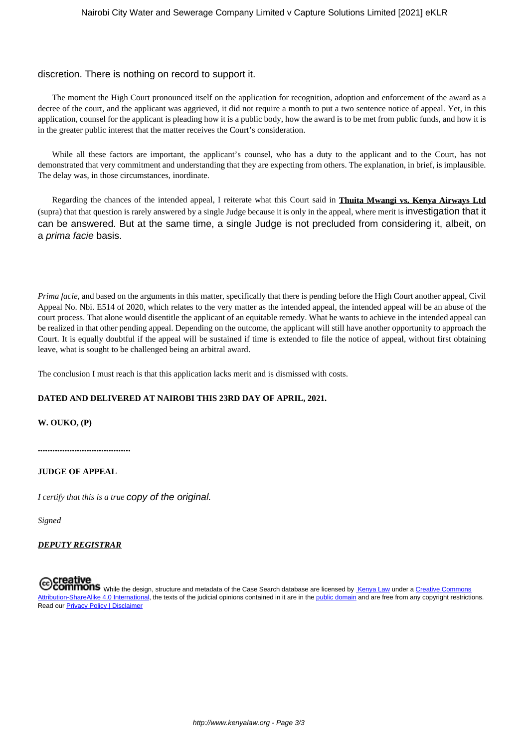discretion. There is nothing on record to support it.

The moment the High Court pronounced itself on the application for recognition, adoption and enforcement of the award as a decree of the court, and the applicant was aggrieved, it did not require a month to put a two sentence notice of appeal. Yet, in this application, counsel for the applicant is pleading how it is a public body, how the award is to be met from public funds, and how it is in the greater public interest that the matter receives the Court's consideration.

While all these factors are important, the applicant's counsel, who has a duty to the applicant and to the Court, has not demonstrated that very commitment and understanding that they are expecting from others. The explanation, in brief, is implausible. The delay was, in those circumstances, inordinate.

Regarding the chances of the intended appeal, I reiterate what this Court said in **Thuita Mwangi vs. Kenya Airways Ltd** (supra) that that question is rarely answered by a single Judge because it is only in the appeal, where merit is investigation that it can be answered. But at the same time, a single Judge is not precluded from considering it, albeit, on a *prima facie* basis.

*Prima facie,* and based on the arguments in this matter, specifically that there is pending before the High Court another appeal, Civil Appeal No. Nbi. E514 of 2020, which relates to the very matter as the intended appeal, the intended appeal will be an abuse of the court process. That alone would disentitle the applicant of an equitable remedy. What he wants to achieve in the intended appeal can be realized in that other pending appeal. Depending on the outcome, the applicant will still have another opportunity to approach the Court. It is equally doubtful if the appeal will be sustained if time is extended to file the notice of appeal, without first obtaining leave, what is sought to be challenged being an arbitral award.

The conclusion I must reach is that this application lacks merit and is dismissed with costs.

**DATED AND DELIVERED AT NAIROBI THIS 23RD DAY OF APRIL, 2021.**

**W. OUKO, (P)**

**......................................**

**JUDGE OF APPEAL**

*I certify that this is a true* copy of the original.

*Signed*

***DEPUTY REGISTRAR***

While the design, structure and metadata of the Case Search database are licensed by Kenya Law under a Creative Commons Attribution-ShareAlike 4.0 International, the texts of the judicial opinions contained in it are in the public domain and are free from any copyright restrictions. Read our Privacy Policy | Disclaimer